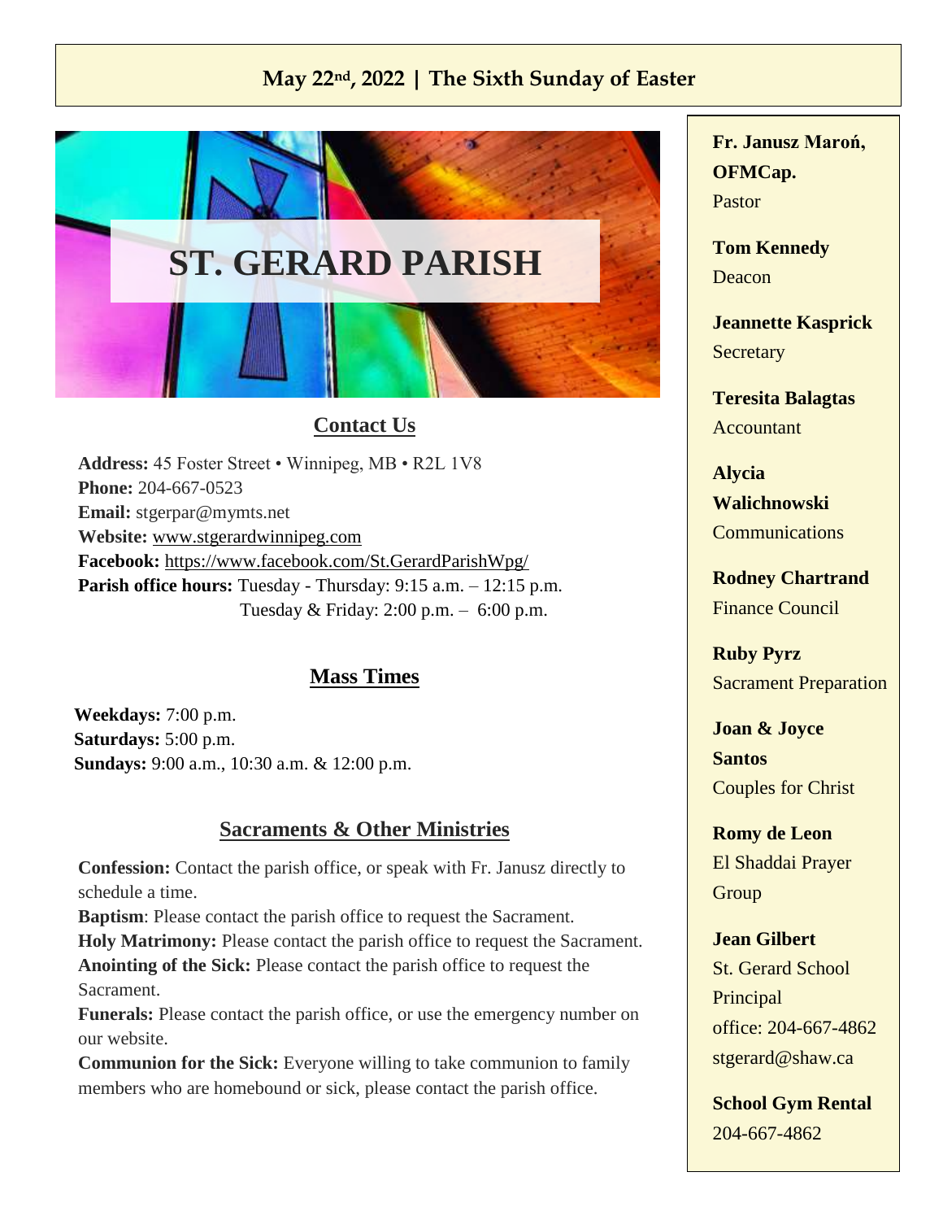**May 22nd, 2022 | The Sixth Sunday of Easter**

# ST. GERARD PARISH

## Contact Us

**Address:** 45 Foster Street • Winnipeg, MB • R2L 1V8
**Phone:** 204-667-0523
**Email:** stgerpar@mymts.net
**Website:** www.stgerardwinnipeg.com
**Facebook:** https://www.facebook.com/St.GerardParishWpg/
**Parish office hours:** Tuesday - Thursday: 9:15 a.m. – 12:15 p.m.
Tuesday & Friday: 2:00 p.m. – 6:00 p.m.

## Mass Times

**Weekdays:** 7:00 p.m.
**Saturdays:** 5:00 p.m.
**Sundays:** 9:00 a.m., 10:30 a.m. & 12:00 p.m.

## Sacraments & Other Ministries

**Confession:** Contact the parish office, or speak with Fr. Janusz directly to schedule a time.
**Baptism**: Please contact the parish office to request the Sacrament.
**Holy Matrimony:** Please contact the parish office to request the Sacrament.
**Anointing of the Sick:** Please contact the parish office to request the Sacrament.
**Funerals:** Please contact the parish office, or use the emergency number on our website.
**Communion for the Sick:** Everyone willing to take communion to family members who are homebound or sick, please contact the parish office.

**Fr. Janusz Maroń, OFMCap.**
Pastor

**Tom Kennedy**
Deacon

**Jeannette Kasprick**
Secretary

**Teresita Balagtas**
Accountant

**Alycia Walichnowski**
Communications

**Rodney Chartrand**
Finance Council

**Ruby Pyrz**
Sacrament Preparation

**Joan & Joyce Santos**
Couples for Christ

**Romy de Leon**
El Shaddai Prayer Group

**Jean Gilbert**
St. Gerard School Principal
office: 204-667-4862
stgerard@shaw.ca

**School Gym Rental**
204-667-4862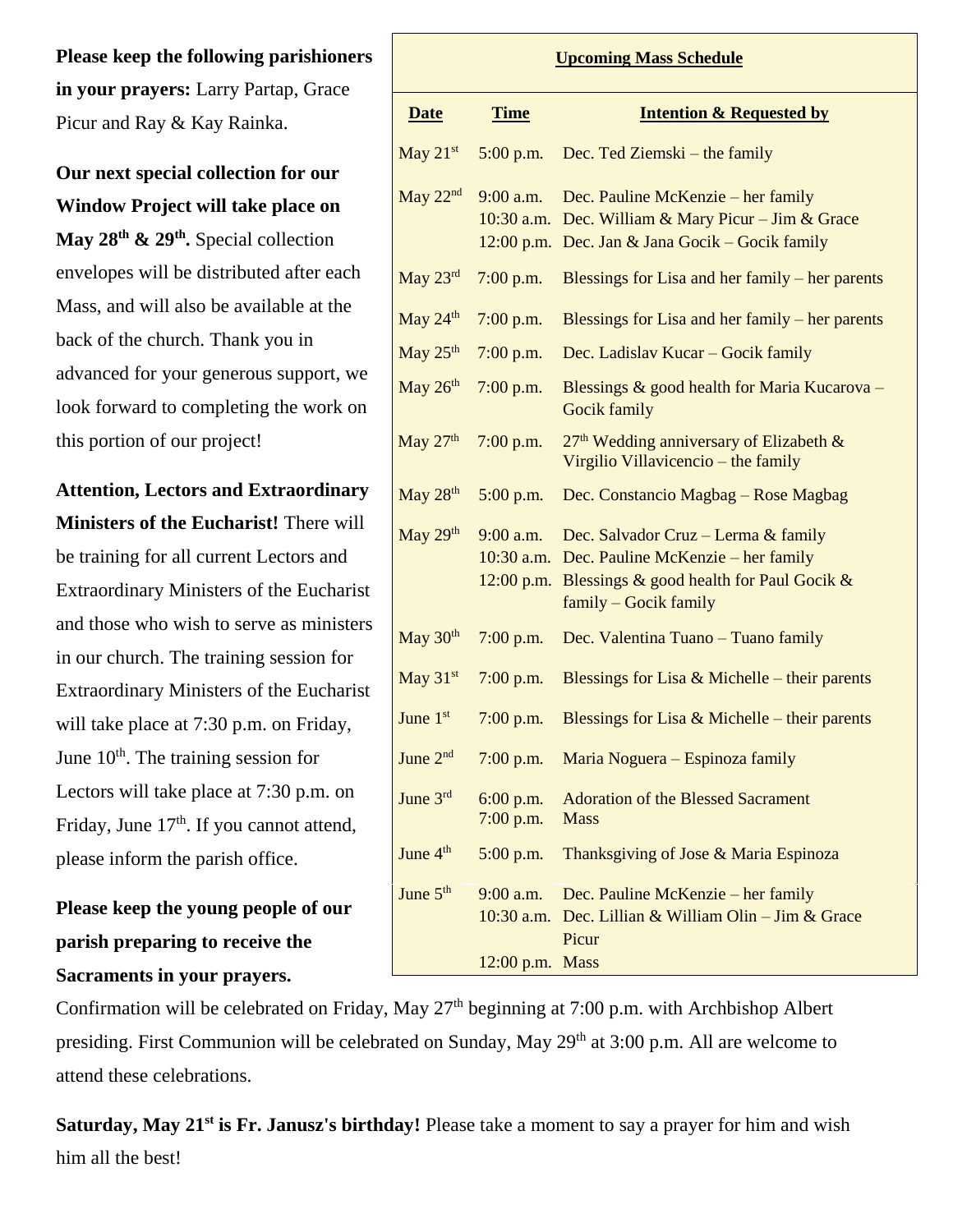**Please keep the following parishioners in your prayers:** Larry Partap, Grace Picur and Ray & Kay Rainka.

**Our next special collection for our Window Project will take place on May 28th & 29th.** Special collection envelopes will be distributed after each Mass, and will also be available at the back of the church. Thank you in advanced for your generous support, we look forward to completing the work on this portion of our project!

**Attention, Lectors and Extraordinary Ministers of the Eucharist!** There will be training for all current Lectors and Extraordinary Ministers of the Eucharist and those who wish to serve as ministers in our church. The training session for Extraordinary Ministers of the Eucharist will take place at 7:30 p.m. on Friday, June 10th. The training session for Lectors will take place at 7:30 p.m. on Friday, June 17th. If you cannot attend, please inform the parish office.

**Please keep the young people of our parish preparing to receive the Sacraments in your prayers.** Confirmation will be celebrated on Friday, May 27th beginning at 7:00 p.m. with Archbishop Albert presiding. First Communion will be celebrated on Sunday, May 29th at 3:00 p.m. All are welcome to attend these celebrations.

**Saturday, May 21st is Fr. Janusz's birthday!** Please take a moment to say a prayer for him and wish him all the best!

## Upcoming Mass Schedule

| Date | Time | Intention & Requested by |
|---|---|---|
| May 21st | 5:00 p.m. | Dec. Ted Ziemski – the family |
| May 22nd | 9:00 a.m. | Dec. Pauline McKenzie – her family |
| | 10:30 a.m. | Dec. William & Mary Picur – Jim & Grace |
| | 12:00 p.m. | Dec. Jan & Jana Gocik – Gocik family |
| May 23rd | 7:00 p.m. | Blessings for Lisa and her family – her parents |
| May 24th | 7:00 p.m. | Blessings for Lisa and her family – her parents |
| May 25th | 7:00 p.m. | Dec. Ladislav Kucar – Gocik family |
| May 26th | 7:00 p.m. | Blessings & good health for Maria Kucarova – Gocik family |
| May 27th | 7:00 p.m. | 27th Wedding anniversary of Elizabeth & Virgilio Villavicencio – the family |
| May 28th | 5:00 p.m. | Dec. Constancio Magbag – Rose Magbag |
| May 29th | 9:00 a.m. | Dec. Salvador Cruz – Lerma & family |
| | 10:30 a.m. | Dec. Pauline McKenzie – her family |
| | 12:00 p.m. | Blessings & good health for Paul Gocik & family – Gocik family |
| May 30th | 7:00 p.m. | Dec. Valentina Tuano – Tuano family |
| May 31st | 7:00 p.m. | Blessings for Lisa & Michelle – their parents |
| June 1st | 7:00 p.m. | Blessings for Lisa & Michelle – their parents |
| June 2nd | 7:00 p.m. | Maria Noguera – Espinoza family |
| June 3rd | 6:00 p.m. | Adoration of the Blessed Sacrament |
| | 7:00 p.m. | Mass |
| June 4th | 5:00 p.m. | Thanksgiving of Jose & Maria Espinoza |
| June 5th | 9:00 a.m. | Dec. Pauline McKenzie – her family |
| | 10:30 a.m. | Dec. Lillian & William Olin – Jim & Grace Picur |
| | 12:00 p.m. | Mass |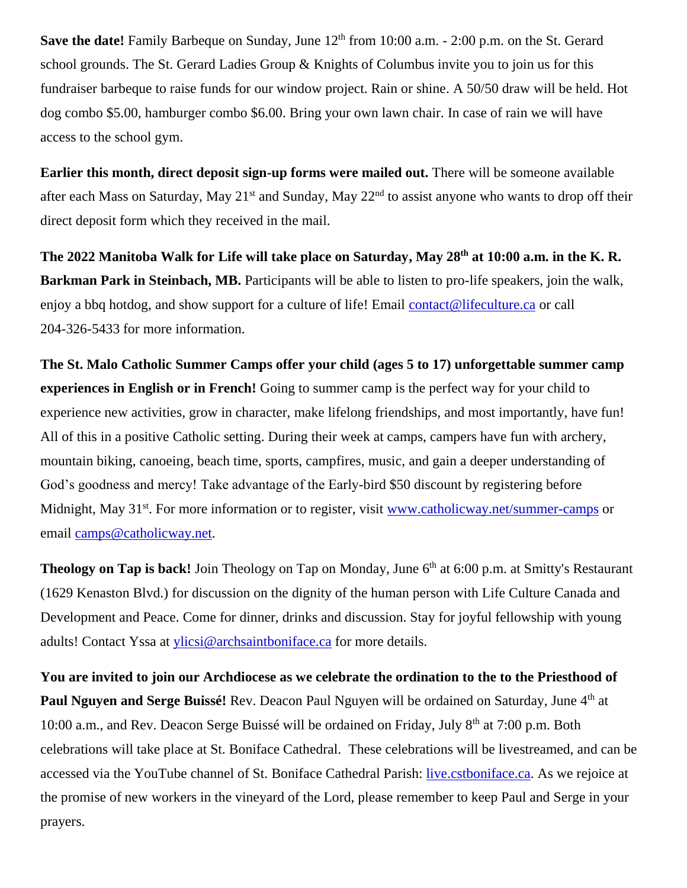**Save the date!** Family Barbeque on Sunday, June 12th from 10:00 a.m. - 2:00 p.m. on the St. Gerard school grounds. The St. Gerard Ladies Group & Knights of Columbus invite you to join us for this fundraiser barbeque to raise funds for our window project. Rain or shine. A 50/50 draw will be held. Hot dog combo $5.00, hamburger combo $6.00. Bring your own lawn chair. In case of rain we will have access to the school gym.

**Earlier this month, direct deposit sign-up forms were mailed out.** There will be someone available after each Mass on Saturday, May 21st and Sunday, May 22nd to assist anyone who wants to drop off their direct deposit form which they received in the mail.

**The 2022 Manitoba Walk for Life will take place on Saturday, May 28th at 10:00 a.m. in the K. R. Barkman Park in Steinbach, MB.** Participants will be able to listen to pro-life speakers, join the walk, enjoy a bbq hotdog, and show support for a culture of life! Email contact@lifeculture.ca or call 204-326-5433 for more information.

**The St. Malo Catholic Summer Camps offer your child (ages 5 to 17) unforgettable summer camp experiences in English or in French!** Going to summer camp is the perfect way for your child to experience new activities, grow in character, make lifelong friendships, and most importantly, have fun! All of this in a positive Catholic setting. During their week at camps, campers have fun with archery, mountain biking, canoeing, beach time, sports, campfires, music, and gain a deeper understanding of God's goodness and mercy! Take advantage of the Early-bird $50 discount by registering before Midnight, May 31st. For more information or to register, visit www.catholicway.net/summer-camps or email camps@catholicway.net.

**Theology on Tap is back!** Join Theology on Tap on Monday, June 6th at 6:00 p.m. at Smitty's Restaurant (1629 Kenaston Blvd.) for discussion on the dignity of the human person with Life Culture Canada and Development and Peace. Come for dinner, drinks and discussion. Stay for joyful fellowship with young adults! Contact Yssa at ylicsi@archsaintboniface.ca for more details.

**You are invited to join our Archdiocese as we celebrate the ordination to the to the Priesthood of Paul Nguyen and Serge Buissé!** Rev. Deacon Paul Nguyen will be ordained on Saturday, June 4th at 10:00 a.m., and Rev. Deacon Serge Buissé will be ordained on Friday, July 8th at 7:00 p.m. Both celebrations will take place at St. Boniface Cathedral. These celebrations will be livestreamed, and can be accessed via the YouTube channel of St. Boniface Cathedral Parish: live.cstboniface.ca. As we rejoice at the promise of new workers in the vineyard of the Lord, please remember to keep Paul and Serge in your prayers.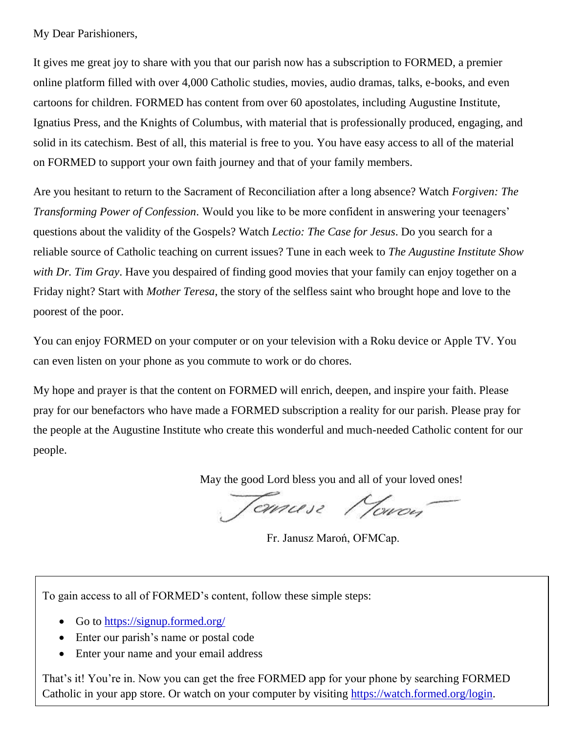My Dear Parishioners,

It gives me great joy to share with you that our parish now has a subscription to FORMED, a premier online platform filled with over 4,000 Catholic studies, movies, audio dramas, talks, e-books, and even cartoons for children. FORMED has content from over 60 apostolates, including Augustine Institute, Ignatius Press, and the Knights of Columbus, with material that is professionally produced, engaging, and solid in its catechism. Best of all, this material is free to you. You have easy access to all of the material on FORMED to support your own faith journey and that of your family members.

Are you hesitant to return to the Sacrament of Reconciliation after a long absence? Watch *Forgiven: The Transforming Power of Confession*. Would you like to be more confident in answering your teenagers' questions about the validity of the Gospels? Watch *Lectio: The Case for Jesus*. Do you search for a reliable source of Catholic teaching on current issues? Tune in each week to *The Augustine Institute Show with Dr. Tim Gray*. Have you despaired of finding good movies that your family can enjoy together on a Friday night? Start with *Mother Teresa*, the story of the selfless saint who brought hope and love to the poorest of the poor.

You can enjoy FORMED on your computer or on your television with a Roku device or Apple TV. You can even listen on your phone as you commute to work or do chores.

My hope and prayer is that the content on FORMED will enrich, deepen, and inspire your faith. Please pray for our benefactors who have made a FORMED subscription a reality for our parish. Please pray for the people at the Augustine Institute who create this wonderful and much-needed Catholic content for our people.

May the good Lord bless you and all of your loved ones!

Janusz Maroń

Fr. Janusz Maroń, OFMCap.

---

To gain access to all of FORMED's content, follow these simple steps:

- Go to https://signup.formed.org/
- Enter our parish's name or postal code
- Enter your name and your email address

That's it! You're in. Now you can get the free FORMED app for your phone by searching FORMED Catholic in your app store. Or watch on your computer by visiting https://watch.formed.org/login.